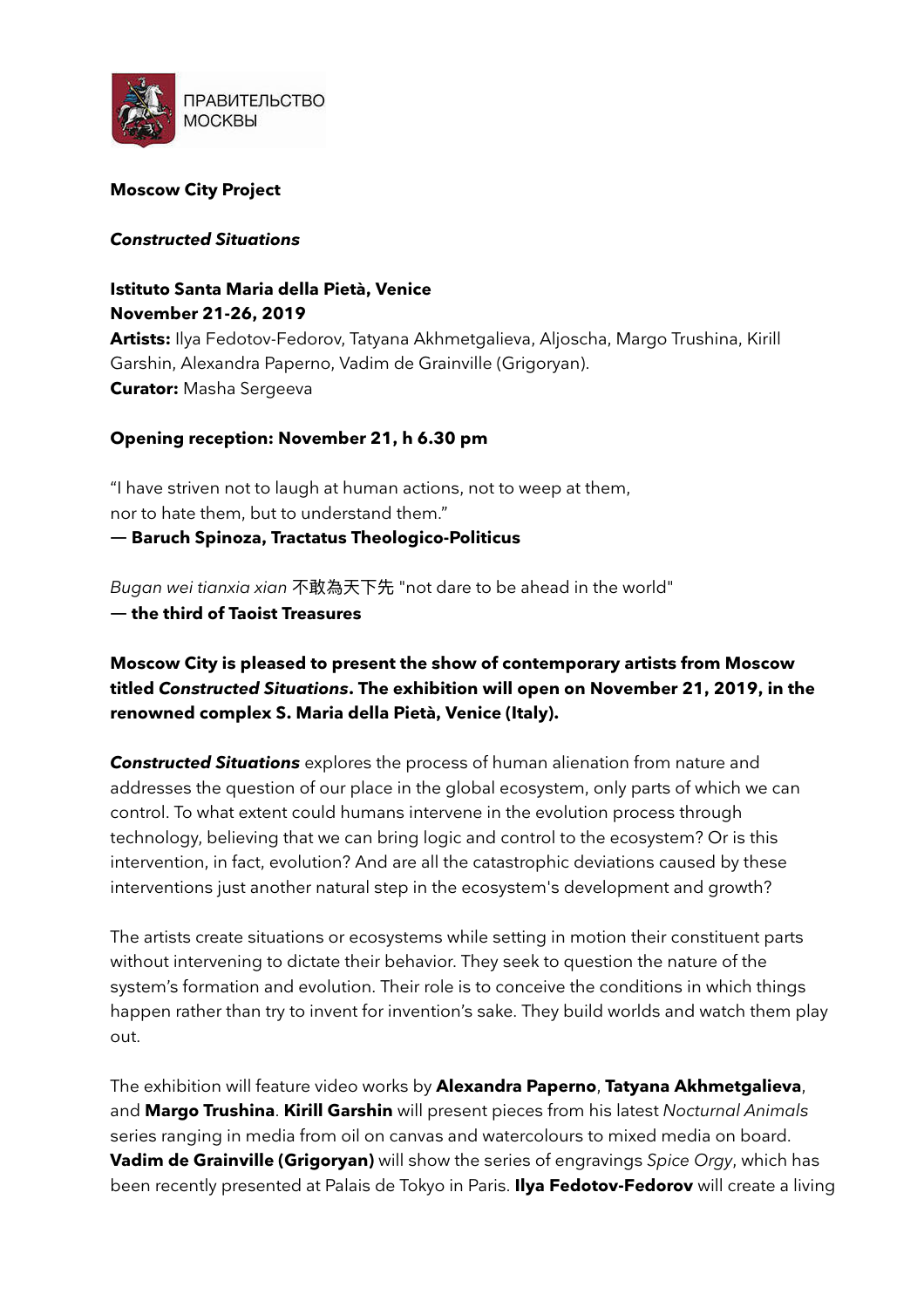ПРАВИТЕЛЬСТВО МОСКВЫ

**Moscow City Project**

***Constructed Situations***

**Istituto Santa Maria della Pietà, Venice**
**November 21-26, 2019**
**Artists:** Ilya Fedotov-Fedorov, Tatyana Akhmetgalieva, Aljoscha, Margo Trushina, Kirill Garshin, Alexandra Paperno, Vadim de Grainville (Grigoryan).
**Curator:** Masha Sergeeva

**Opening reception: November 21, h 6.30 pm**

"I have striven not to laugh at human actions, not to weep at them, nor to hate them, but to understand them."
**— Baruch Spinoza, Tractatus Theologico-Politicus**

*Bugan wei tianxia xian* 不敢為天下先 "not dare to be ahead in the world"
**— the third of Taoist Treasures**

**Moscow City is pleased to present the show of contemporary artists from Moscow titled *Constructed Situations*. The exhibition will open on November 21, 2019, in the renowned complex S. Maria della Pietà, Venice (Italy).**

***Constructed Situations*** explores the process of human alienation from nature and addresses the question of our place in the global ecosystem, only parts of which we can control. To what extent could humans intervene in the evolution process through technology, believing that we can bring logic and control to the ecosystem? Or is this intervention, in fact, evolution? And are all the catastrophic deviations caused by these interventions just another natural step in the ecosystem's development and growth?

The artists create situations or ecosystems while setting in motion their constituent parts without intervening to dictate their behavior. They seek to question the nature of the system's formation and evolution. Their role is to conceive the conditions in which things happen rather than try to invent for invention's sake. They build worlds and watch them play out.

The exhibition will feature video works by **Alexandra Paperno**, **Tatyana Akhmetgalieva**, and **Margo Trushina**. **Kirill Garshin** will present pieces from his latest *Nocturnal Animals* series ranging in media from oil on canvas and watercolours to mixed media on board. **Vadim de Grainville (Grigoryan)** will show the series of engravings *Spice Orgy*, which has been recently presented at Palais de Tokyo in Paris. **Ilya Fedotov-Fedorov** will create a living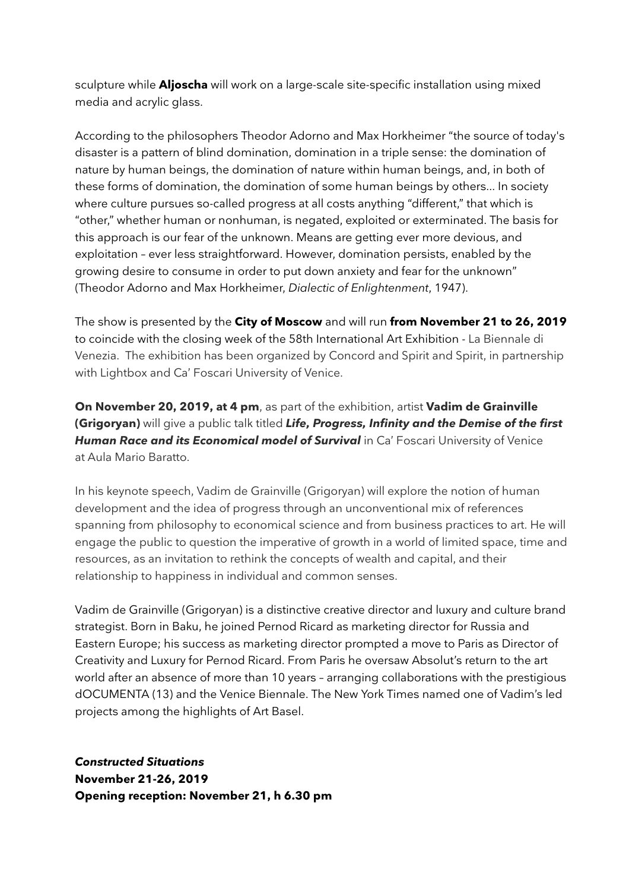sculpture while **Aljoscha** will work on a large-scale site-specific installation using mixed media and acrylic glass.

According to the philosophers Theodor Adorno and Max Horkheimer "the source of today's disaster is a pattern of blind domination, domination in a triple sense: the domination of nature by human beings, the domination of nature within human beings, and, in both of these forms of domination, the domination of some human beings by others... In society where culture pursues so-called progress at all costs anything "different," that which is "other," whether human or nonhuman, is negated, exploited or exterminated. The basis for this approach is our fear of the unknown. Means are getting ever more devious, and exploitation – ever less straightforward. However, domination persists, enabled by the growing desire to consume in order to put down anxiety and fear for the unknown" (Theodor Adorno and Max Horkheimer, *Dialectic of Enlightenment*, 1947).

The show is presented by the **City of Moscow** and will run **from November 21 to 26, 2019** to coincide with the closing week of the 58th International Art Exhibition - La Biennale di Venezia. The exhibition has been organized by Concord and Spirit and Spirit, in partnership with Lightbox and Ca' Foscari University of Venice.

**On November 20, 2019, at 4 pm**, as part of the exhibition, artist **Vadim de Grainville (Grigoryan)** will give a public talk titled ***Life, Progress, Infinity and the Demise of the first Human Race and its Economical model of Survival*** in Ca' Foscari University of Venice at Aula Mario Baratto.

In his keynote speech, Vadim de Grainville (Grigoryan) will explore the notion of human development and the idea of progress through an unconventional mix of references spanning from philosophy to economical science and from business practices to art. He will engage the public to question the imperative of growth in a world of limited space, time and resources, as an invitation to rethink the concepts of wealth and capital, and their relationship to happiness in individual and common senses.

Vadim de Grainville (Grigoryan) is a distinctive creative director and luxury and culture brand strategist. Born in Baku, he joined Pernod Ricard as marketing director for Russia and Eastern Europe; his success as marketing director prompted a move to Paris as Director of Creativity and Luxury for Pernod Ricard. From Paris he oversaw Absolut's return to the art world after an absence of more than 10 years – arranging collaborations with the prestigious dOCUMENTA (13) and the Venice Biennale. The New York Times named one of Vadim's led projects among the highlights of Art Basel.

***Constructed Situations***
**November 21-26, 2019**
**Opening reception: November 21, h 6.30 pm**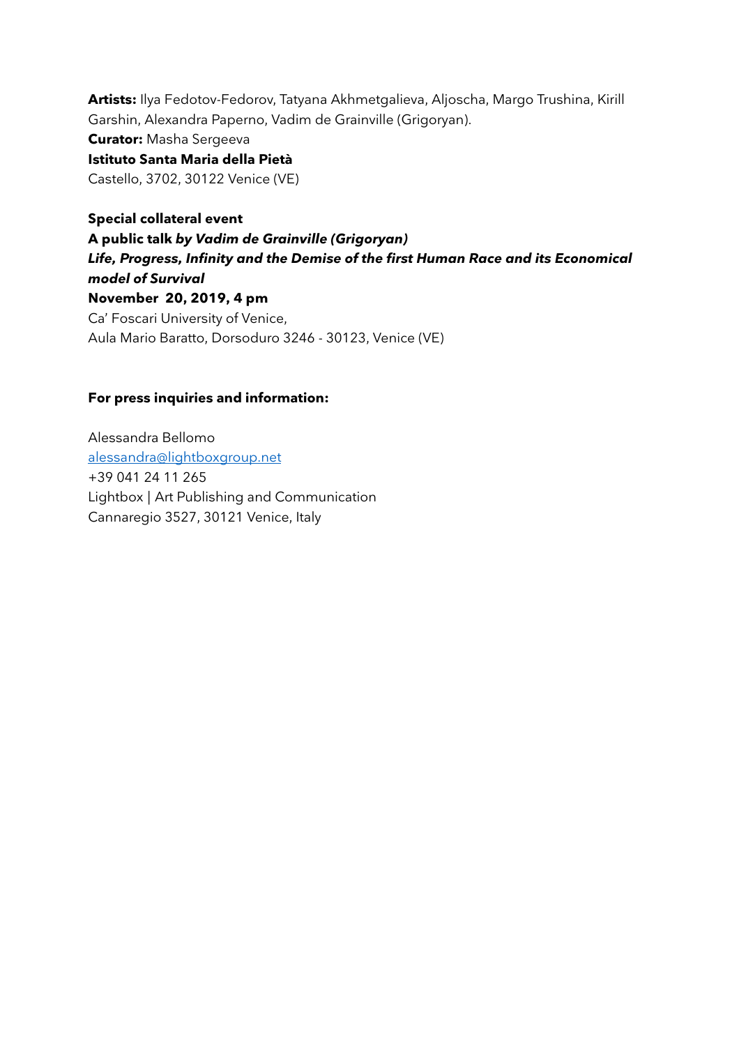**Artists:** Ilya Fedotov-Fedorov, Tatyana Akhmetgalieva, Aljoscha, Margo Trushina, Kirill Garshin, Alexandra Paperno, Vadim de Grainville (Grigoryan).
**Curator:** Masha Sergeeva
**Istituto Santa Maria della Pietà**
Castello, 3702, 30122 Venice (VE)

**Special collateral event**
**A public talk *by Vadim de Grainville (Grigoryan)***
***Life, Progress, Infinity and the Demise of the first Human Race and its Economical model of Survival***
**November 20, 2019, 4 pm**
Ca' Foscari University of Venice,
Aula Mario Baratto, Dorsoduro 3246 - 30123, Venice (VE)

**For press inquiries and information:**

Alessandra Bellomo
alessandra@lightboxgroup.net
+39 041 24 11 265
Lightbox | Art Publishing and Communication
Cannaregio 3527, 30121 Venice, Italy